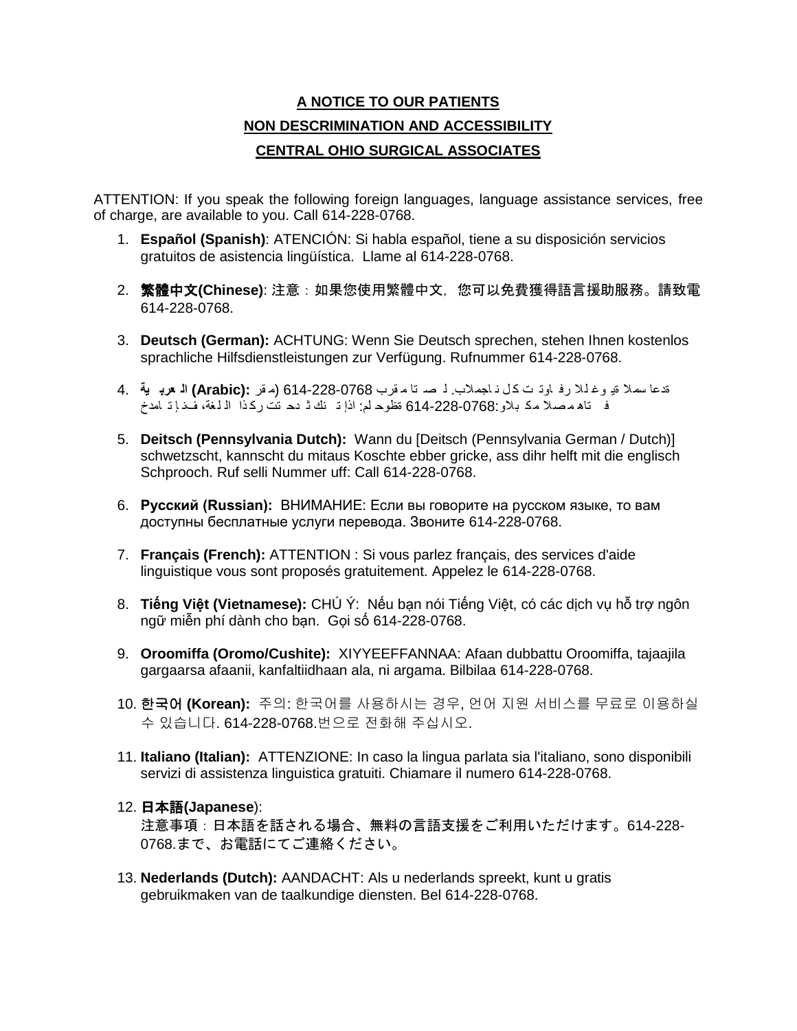**A NOTICE TO OUR PATIENTS**

**NON DESCRIMINATION AND ACCESSIBILITY**

**CENTRAL OHIO SURGICAL ASSOCIATES**

ATTENTION: If you speak the following foreign languages, language assistance services, free of charge, are available to you. Call 614-228-0768.

1. **Español (Spanish)**: ATENCIÓN: Si habla español, tiene a su disposición servicios gratuitos de asistencia lingüística. Llame al 614-228-0768.

2. **繁體中文(Chinese)**: 注意：如果您使用繁體中文，您可以免費獲得語言援助服務。請致電 614-228-0768.

3. **Deutsch (German):** ACHTUNG: Wenn Sie Deutsch sprechen, stehen Ihnen kostenlos sprachliche Hilfsdienstleistungen zur Verfügung. Rufnummer 614-228-0768.

4. **العربية (Arabic):** ةدعاسملا ةيوغللا رفاوتت كل ناجملاب. لصتا مقرب 614-228-0768 (مقر
فتاه مصلا مكبلاو:614-228-0768 ةظوحلم: اذإ تنك ثدحتت ركذا ةغللا، نإف تامدخ

5. **Deitsch (Pennsylvania Dutch):** Wann du [Deitsch (Pennsylvania German / Dutch)] schwetzscht, kannscht du mitaus Koschte ebber gricke, ass dihr helft mit die englisch Schprooch. Ruf selli Nummer uff: Call 614-228-0768.

6. **Русский (Russian):** ВНИМАНИЕ: Если вы говорите на русском языке, то вам доступны бесплатные услуги перевода. Звоните 614-228-0768.

7. **Français (French):** ATTENTION : Si vous parlez français, des services d'aide linguistique vous sont proposés gratuitement. Appelez le 614-228-0768.

8. **Tiếng Việt (Vietnamese):** CHÚ Ý: Nếu bạn nói Tiếng Việt, có các dịch vụ hỗ trợ ngôn ngữ miễn phí dành cho bạn. Gọi số 614-228-0768.

9. **Oroomiffa (Oromo/Cushite):** XIYYEEFFANNAA: Afaan dubbattu Oroomiffa, tajaajila gargaarsa afaanii, kanfaltiidhaan ala, ni argama. Bilbilaa 614-228-0768.

10. **한국어 (Korean):** 주의: 한국어를 사용하시는 경우, 언어 지원 서비스를 무료로 이용하실 수 있습니다. 614-228-0768.번으로 전화해 주십시오.

11. **Italiano (Italian):** ATTENZIONE: In caso la lingua parlata sia l'italiano, sono disponibili servizi di assistenza linguistica gratuiti. Chiamare il numero 614-228-0768.

12. **日本語(Japanese)**:
注意事項：日本語を話される場合、無料の言語支援をご利用いただけます。614-228-0768.まで、お電話にてご連絡ください。

13. **Nederlands (Dutch):** AANDACHT: Als u nederlands spreekt, kunt u gratis gebruikmaken van de taalkundige diensten. Bel 614-228-0768.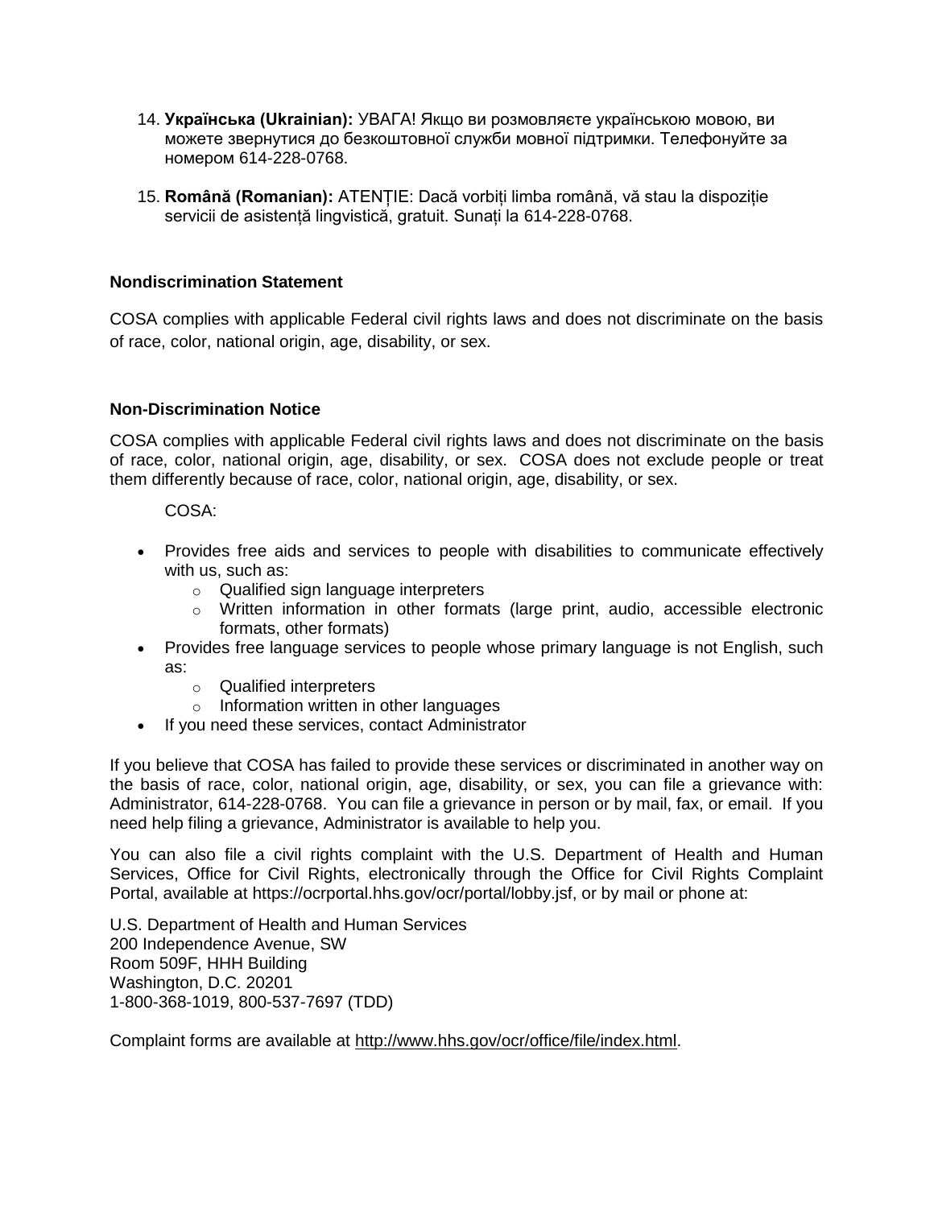14. **Українська (Ukrainian):** УВАГА! Якщо ви розмовляєте українською мовою, ви можете звернутися до безкоштовної служби мовної підтримки. Телефонуйте за номером 614-228-0768.

15. **Română (Romanian):** ATENȚIE: Dacă vorbiți limba română, vă stau la dispoziție servicii de asistență lingvistică, gratuit. Sunați la 614-228-0768.

### Nondiscrimination Statement

COSA complies with applicable Federal civil rights laws and does not discriminate on the basis of race, color, national origin, age, disability, or sex.

### Non-Discrimination Notice

COSA complies with applicable Federal civil rights laws and does not discriminate on the basis of race, color, national origin, age, disability, or sex. COSA does not exclude people or treat them differently because of race, color, national origin, age, disability, or sex.

COSA:

- Provides free aids and services to people with disabilities to communicate effectively with us, such as:
  - Qualified sign language interpreters
  - Written information in other formats (large print, audio, accessible electronic formats, other formats)
- Provides free language services to people whose primary language is not English, such as:
  - Qualified interpreters
  - Information written in other languages
- If you need these services, contact Administrator

If you believe that COSA has failed to provide these services or discriminated in another way on the basis of race, color, national origin, age, disability, or sex, you can file a grievance with: Administrator, 614-228-0768. You can file a grievance in person or by mail, fax, or email. If you need help filing a grievance, Administrator is available to help you.

You can also file a civil rights complaint with the U.S. Department of Health and Human Services, Office for Civil Rights, electronically through the Office for Civil Rights Complaint Portal, available at https://ocrportal.hhs.gov/ocr/portal/lobby.jsf, or by mail or phone at:

U.S. Department of Health and Human Services  
200 Independence Avenue, SW  
Room 509F, HHH Building  
Washington, D.C. 20201  
1-800-368-1019, 800-537-7697 (TDD)

Complaint forms are available at http://www.hhs.gov/ocr/office/file/index.html.